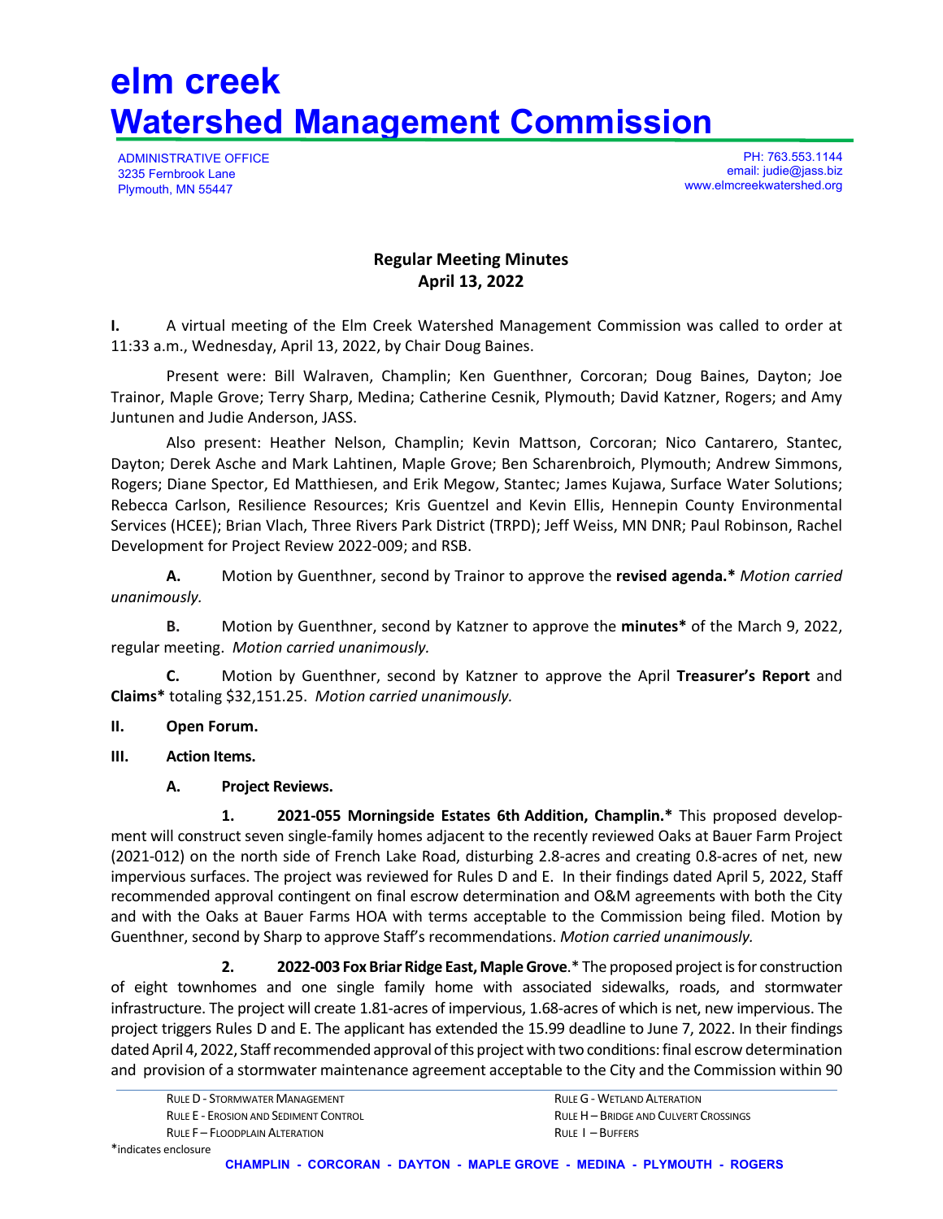# elm creek
# Watershed Management Commission

ADMINISTRATIVE OFFICE
3235 Fernbrook Lane
Plymouth, MN 55447

PH: 763.553.1144
email: judie@jass.biz
www.elmcreekwatershed.org

**Regular Meeting Minutes**
**April 13, 2022**

**I.** A virtual meeting of the Elm Creek Watershed Management Commission was called to order at 11:33 a.m., Wednesday, April 13, 2022, by Chair Doug Baines.

Present were: Bill Walraven, Champlin; Ken Guenthner, Corcoran; Doug Baines, Dayton; Joe Trainor, Maple Grove; Terry Sharp, Medina; Catherine Cesnik, Plymouth; David Katzner, Rogers; and Amy Juntunen and Judie Anderson, JASS.

Also present: Heather Nelson, Champlin; Kevin Mattson, Corcoran; Nico Cantarero, Stantec, Dayton; Derek Asche and Mark Lahtinen, Maple Grove; Ben Scharenbroich, Plymouth; Andrew Simmons, Rogers; Diane Spector, Ed Matthiesen, and Erik Megow, Stantec; James Kujawa, Surface Water Solutions; Rebecca Carlson, Resilience Resources; Kris Guentzel and Kevin Ellis, Hennepin County Environmental Services (HCEE); Brian Vlach, Three Rivers Park District (TRPD); Jeff Weiss, MN DNR; Paul Robinson, Rachel Development for Project Review 2022-009; and RSB.

**A.** Motion by Guenthner, second by Trainor to approve the **revised agenda.*** *Motion carried unanimously.*

**B.** Motion by Guenthner, second by Katzner to approve the **minutes*** of the March 9, 2022, regular meeting. *Motion carried unanimously.*

**C.** Motion by Guenthner, second by Katzner to approve the April **Treasurer's Report** and **Claims*** totaling $32,151.25. *Motion carried unanimously.*

**II. Open Forum.**

**III. Action Items.**

**A. Project Reviews.**

**1. 2021-055 Morningside Estates 6th Addition, Champlin.*** This proposed development will construct seven single-family homes adjacent to the recently reviewed Oaks at Bauer Farm Project (2021-012) on the north side of French Lake Road, disturbing 2.8-acres and creating 0.8-acres of net, new impervious surfaces. The project was reviewed for Rules D and E. In their findings dated April 5, 2022, Staff recommended approval contingent on final escrow determination and O&M agreements with both the City and with the Oaks at Bauer Farms HOA with terms acceptable to the Commission being filed. Motion by Guenthner, second by Sharp to approve Staff's recommendations. *Motion carried unanimously.*

**2. 2022-003 Fox Briar Ridge East, Maple Grove.*** The proposed project is for construction of eight townhomes and one single family home with associated sidewalks, roads, and stormwater infrastructure. The project will create 1.81-acres of impervious, 1.68-acres of which is net, new impervious. The project triggers Rules D and E. The applicant has extended the 15.99 deadline to June 7, 2022. In their findings dated April 4, 2022, Staff recommended approval of this project with two conditions: final escrow determination and provision of a stormwater maintenance agreement acceptable to the City and the Commission within 90

RULE D - STORMWATER MANAGEMENT
RULE E - EROSION AND SEDIMENT CONTROL
RULE F – FLOODPLAIN ALTERATION
RULE G - WETLAND ALTERATION
RULE H – BRIDGE AND CULVERT CROSSINGS
RULE I – BUFFERS

*indicates enclosure

CHAMPLIN - CORCORAN - DAYTON - MAPLE GROVE - MEDINA - PLYMOUTH - ROGERS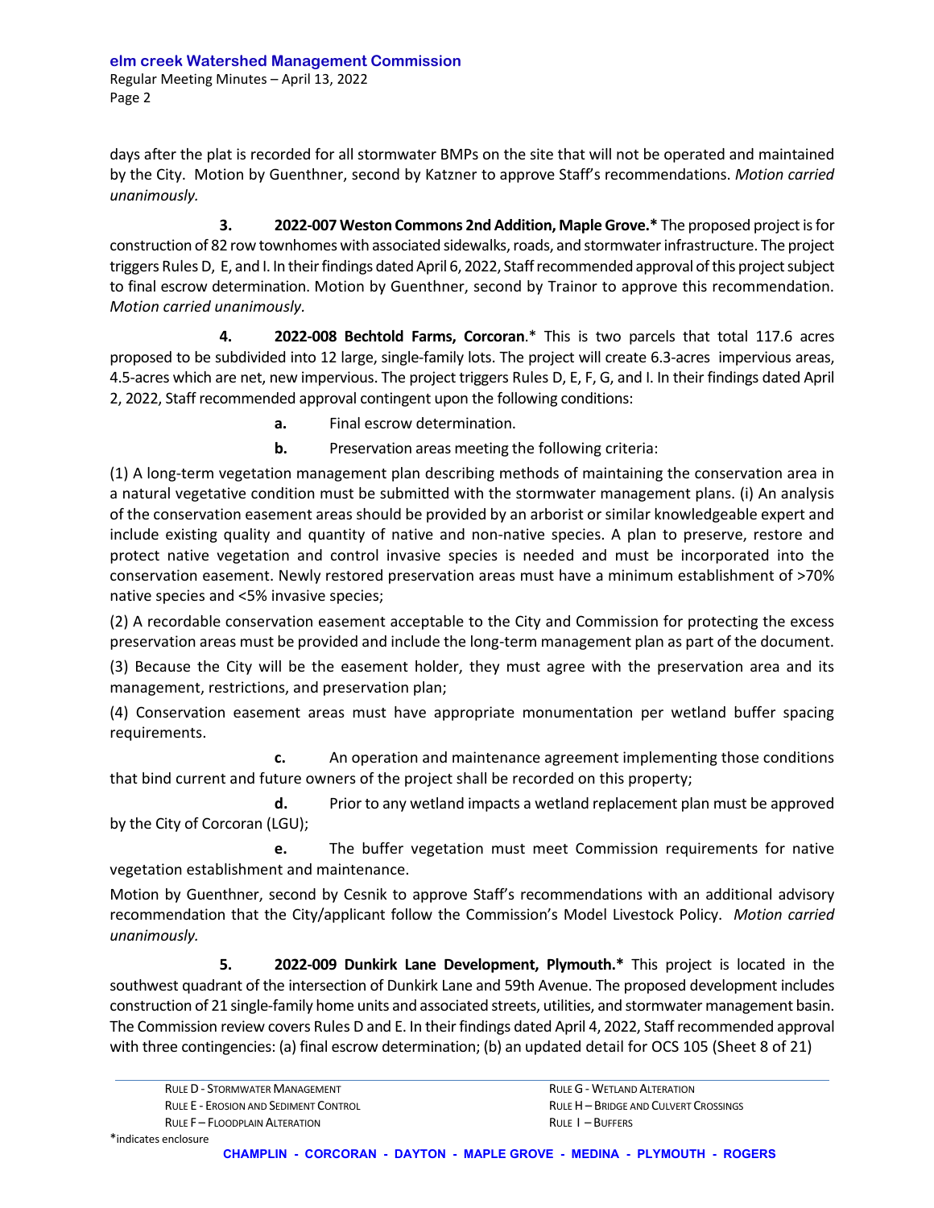days after the plat is recorded for all stormwater BMPs on the site that will not be operated and maintained by the City. Motion by Guenthner, second by Katzner to approve Staff's recommendations. *Motion carried unanimously.*

**3. 2022-007 Weston Commons 2nd Addition, Maple Grove.*** The proposed project is for construction of 82 row townhomes with associated sidewalks, roads, and stormwater infrastructure. The project triggers Rules D, E, and I. In their findings dated April 6, 2022, Staff recommended approval of this project subject to final escrow determination. Motion by Guenthner, second by Trainor to approve this recommendation. *Motion carried unanimously.*

**4. 2022-008 Bechtold Farms, Corcoran**.* This is two parcels that total 117.6 acres proposed to be subdivided into 12 large, single-family lots. The project will create 6.3-acres impervious areas, 4.5-acres which are net, new impervious. The project triggers Rules D, E, F, G, and I. In their findings dated April 2, 2022, Staff recommended approval contingent upon the following conditions:

**a.** Final escrow determination.

**b.** Preservation areas meeting the following criteria:

(1) A long-term vegetation management plan describing methods of maintaining the conservation area in a natural vegetative condition must be submitted with the stormwater management plans. (i) An analysis of the conservation easement areas should be provided by an arborist or similar knowledgeable expert and include existing quality and quantity of native and non-native species. A plan to preserve, restore and protect native vegetation and control invasive species is needed and must be incorporated into the conservation easement. Newly restored preservation areas must have a minimum establishment of >70% native species and <5% invasive species;

(2) A recordable conservation easement acceptable to the City and Commission for protecting the excess preservation areas must be provided and include the long-term management plan as part of the document.

(3) Because the City will be the easement holder, they must agree with the preservation area and its management, restrictions, and preservation plan;

(4) Conservation easement areas must have appropriate monumentation per wetland buffer spacing requirements.

**c.** An operation and maintenance agreement implementing those conditions that bind current and future owners of the project shall be recorded on this property;

**d.** Prior to any wetland impacts a wetland replacement plan must be approved by the City of Corcoran (LGU);

**e.** The buffer vegetation must meet Commission requirements for native vegetation establishment and maintenance.

Motion by Guenthner, second by Cesnik to approve Staff's recommendations with an additional advisory recommendation that the City/applicant follow the Commission's Model Livestock Policy. *Motion carried unanimously.*

**5. 2022-009 Dunkirk Lane Development, Plymouth.*** This project is located in the southwest quadrant of the intersection of Dunkirk Lane and 59th Avenue. The proposed development includes construction of 21 single-family home units and associated streets, utilities, and stormwater management basin. The Commission review covers Rules D and E. In their findings dated April 4, 2022, Staff recommended approval with three contingencies: (a) final escrow determination; (b) an updated detail for OCS 105 (Sheet 8 of 21)

Rule D - Stormwater Management
Rule E - Erosion and Sediment Control
Rule F – Floodplain Alteration
Rule G - Wetland Alteration
Rule H – Bridge and Culvert Crossings
Rule I – Buffers

*indicates enclosure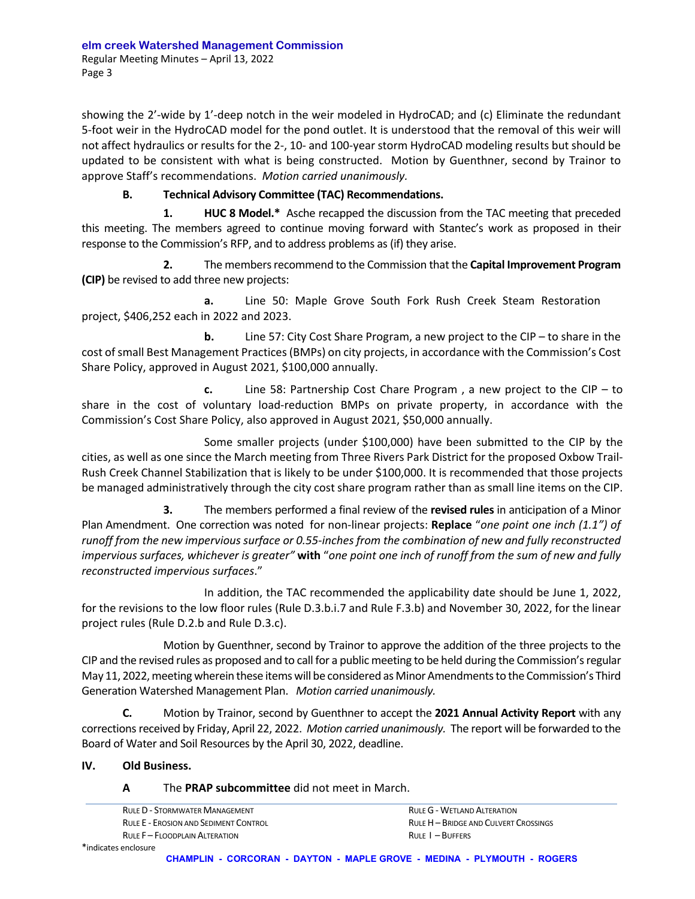showing the 2'-wide by 1'-deep notch in the weir modeled in HydroCAD; and (c) Eliminate the redundant 5-foot weir in the HydroCAD model for the pond outlet. It is understood that the removal of this weir will not affect hydraulics or results for the 2-, 10- and 100-year storm HydroCAD modeling results but should be updated to be consistent with what is being constructed. Motion by Guenthner, second by Trainor to approve Staff's recommendations. *Motion carried unanimously.*

**B. Technical Advisory Committee (TAC) Recommendations.**

**1. HUC 8 Model.*** Asche recapped the discussion from the TAC meeting that preceded this meeting. The members agreed to continue moving forward with Stantec's work as proposed in their response to the Commission's RFP, and to address problems as (if) they arise.

**2.** The members recommend to the Commission that the **Capital Improvement Program (CIP)** be revised to add three new projects:

**a.** Line 50: Maple Grove South Fork Rush Creek Steam Restoration project, $406,252 each in 2022 and 2023.

**b.** Line 57: City Cost Share Program, a new project to the CIP – to share in the cost of small Best Management Practices (BMPs) on city projects, in accordance with the Commission's Cost Share Policy, approved in August 2021, $100,000 annually.

**c.** Line 58: Partnership Cost Chare Program , a new project to the CIP – to share in the cost of voluntary load-reduction BMPs on private property, in accordance with the Commission's Cost Share Policy, also approved in August 2021, $50,000 annually.

Some smaller projects (under $100,000) have been submitted to the CIP by the cities, as well as one since the March meeting from Three Rivers Park District for the proposed Oxbow Trail-Rush Creek Channel Stabilization that is likely to be under $100,000. It is recommended that those projects be managed administratively through the city cost share program rather than as small line items on the CIP.

**3.** The members performed a final review of the **revised rules** in anticipation of a Minor Plan Amendment. One correction was noted for non-linear projects: **Replace** "*one point one inch (1.1") of runoff from the new impervious surface or 0.55-inches from the combination of new and fully reconstructed impervious surfaces, whichever is greater"* **with** "*one point one inch of runoff from the sum of new and fully reconstructed impervious surfaces*."

In addition, the TAC recommended the applicability date should be June 1, 2022, for the revisions to the low floor rules (Rule D.3.b.i.7 and Rule F.3.b) and November 30, 2022, for the linear project rules (Rule D.2.b and Rule D.3.c).

Motion by Guenthner, second by Trainor to approve the addition of the three projects to the CIP and the revised rules as proposed and to call for a public meeting to be held during the Commission's regular May 11, 2022, meeting wherein these items will be considered as Minor Amendments to the Commission's Third Generation Watershed Management Plan. *Motion carried unanimously.*

**C.** Motion by Trainor, second by Guenthner to accept the **2021 Annual Activity Report** with any corrections received by Friday, April 22, 2022. *Motion carried unanimously.* The report will be forwarded to the Board of Water and Soil Resources by the April 30, 2022, deadline.

## IV. Old Business.

**A** The **PRAP subcommittee** did not meet in March.

*indicates enclosure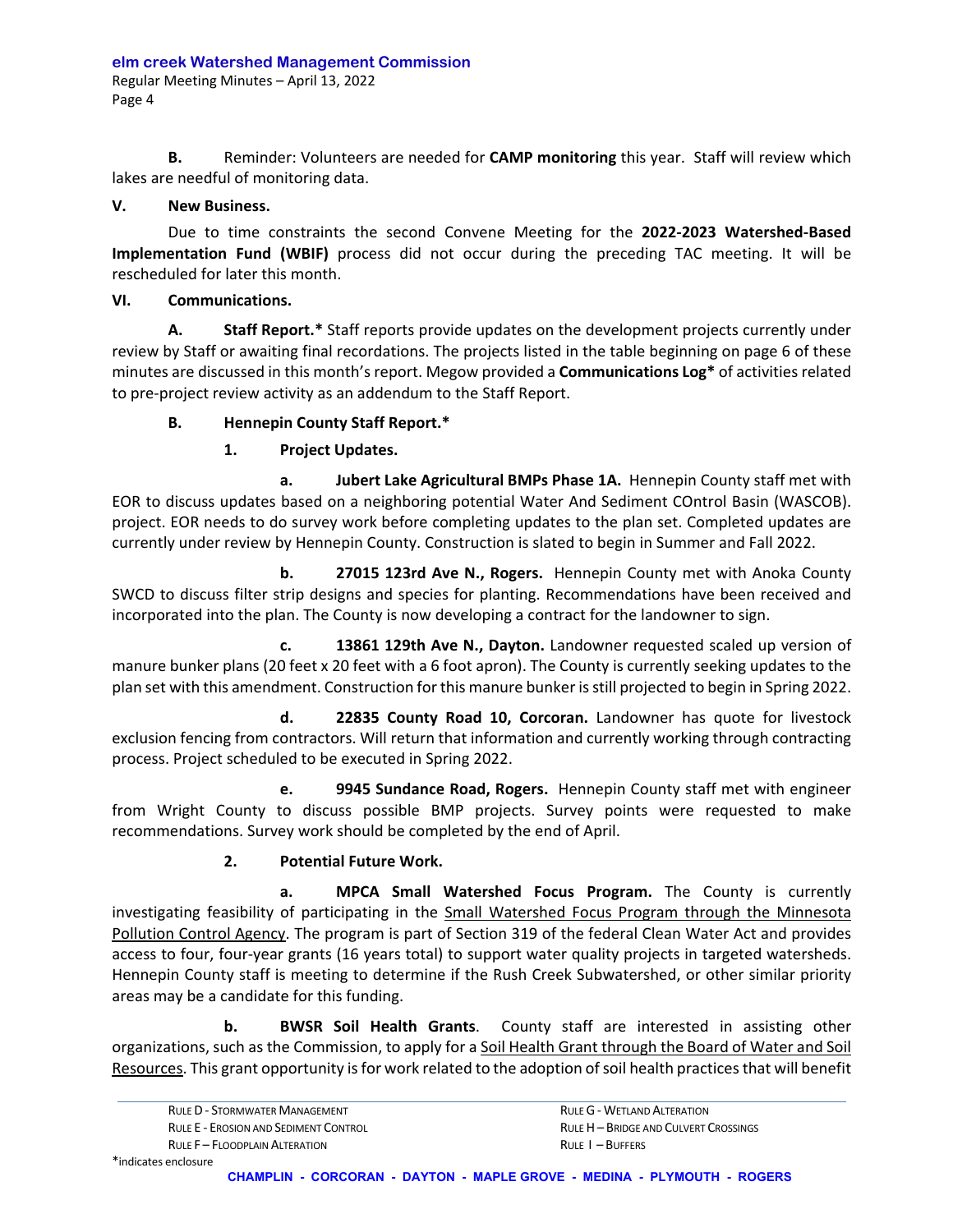**B.** Reminder: Volunteers are needed for **CAMP monitoring** this year. Staff will review which lakes are needful of monitoring data.

## V. New Business.

Due to time constraints the second Convene Meeting for the **2022-2023 Watershed-Based Implementation Fund (WBIF)** process did not occur during the preceding TAC meeting. It will be rescheduled for later this month.

## VI. Communications.

**A. Staff Report.*** Staff reports provide updates on the development projects currently under review by Staff or awaiting final recordations. The projects listed in the table beginning on page 6 of these minutes are discussed in this month's report. Megow provided a **Communications Log*** of activities related to pre-project review activity as an addendum to the Staff Report.

**B. Hennepin County Staff Report.***

**1. Project Updates.**

**a. Jubert Lake Agricultural BMPs Phase 1A.** Hennepin County staff met with EOR to discuss updates based on a neighboring potential Water And Sediment COntrol Basin (WASCOB). project. EOR needs to do survey work before completing updates to the plan set. Completed updates are currently under review by Hennepin County. Construction is slated to begin in Summer and Fall 2022.

**b. 27015 123rd Ave N., Rogers.** Hennepin County met with Anoka County SWCD to discuss filter strip designs and species for planting. Recommendations have been received and incorporated into the plan. The County is now developing a contract for the landowner to sign.

**c. 13861 129th Ave N., Dayton.** Landowner requested scaled up version of manure bunker plans (20 feet x 20 feet with a 6 foot apron). The County is currently seeking updates to the plan set with this amendment. Construction for this manure bunker is still projected to begin in Spring 2022.

**d. 22835 County Road 10, Corcoran.** Landowner has quote for livestock exclusion fencing from contractors. Will return that information and currently working through contracting process. Project scheduled to be executed in Spring 2022.

**e. 9945 Sundance Road, Rogers.** Hennepin County staff met with engineer from Wright County to discuss possible BMP projects. Survey points were requested to make recommendations. Survey work should be completed by the end of April.

**2. Potential Future Work.**

**a. MPCA Small Watershed Focus Program.** The County is currently investigating feasibility of participating in the Small Watershed Focus Program through the Minnesota Pollution Control Agency. The program is part of Section 319 of the federal Clean Water Act and provides access to four, four-year grants (16 years total) to support water quality projects in targeted watersheds. Hennepin County staff is meeting to determine if the Rush Creek Subwatershed, or other similar priority areas may be a candidate for this funding.

**b. BWSR Soil Health Grants**. County staff are interested in assisting other organizations, such as the Commission, to apply for a Soil Health Grant through the Board of Water and Soil Resources. This grant opportunity is for work related to the adoption of soil health practices that will benefit

RULE D - STORMWATER MANAGEMENT
RULE E - EROSION AND SEDIMENT CONTROL
RULE F – FLOODPLAIN ALTERATION
RULE G - WETLAND ALTERATION
RULE H – BRIDGE AND CULVERT CROSSINGS
RULE I – BUFFERS

*indicates enclosure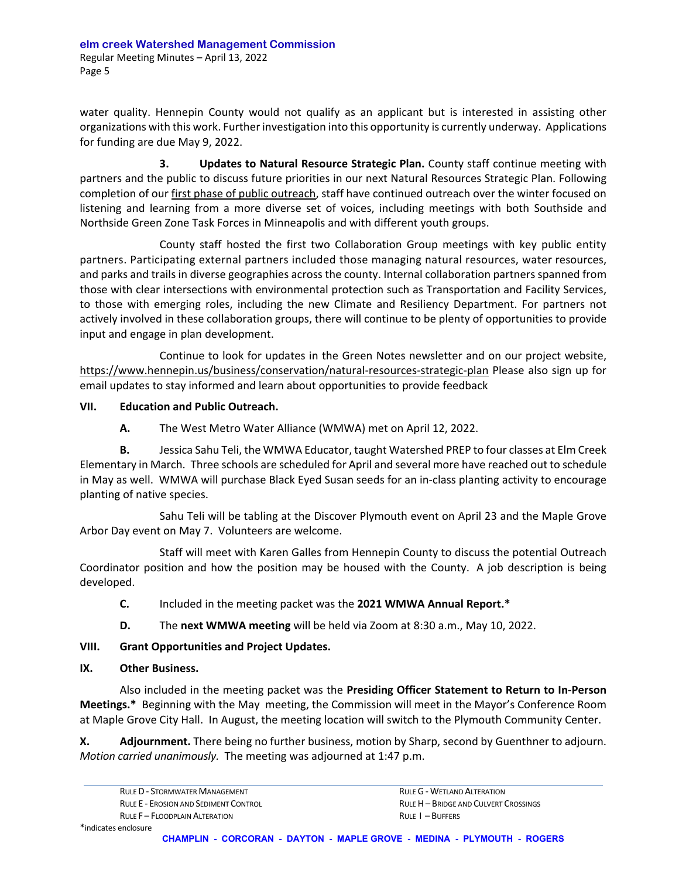water quality. Hennepin County would not qualify as an applicant but is interested in assisting other organizations with this work. Further investigation into this opportunity is currently underway. Applications for funding are due May 9, 2022.

**3. Updates to Natural Resource Strategic Plan.** County staff continue meeting with partners and the public to discuss future priorities in our next Natural Resources Strategic Plan. Following completion of our first phase of public outreach, staff have continued outreach over the winter focused on listening and learning from a more diverse set of voices, including meetings with both Southside and Northside Green Zone Task Forces in Minneapolis and with different youth groups.

County staff hosted the first two Collaboration Group meetings with key public entity partners. Participating external partners included those managing natural resources, water resources, and parks and trails in diverse geographies across the county. Internal collaboration partners spanned from those with clear intersections with environmental protection such as Transportation and Facility Services, to those with emerging roles, including the new Climate and Resiliency Department. For partners not actively involved in these collaboration groups, there will continue to be plenty of opportunities to provide input and engage in plan development.

Continue to look for updates in the Green Notes newsletter and on our project website, https://www.hennepin.us/business/conservation/natural-resources-strategic-plan Please also sign up for email updates to stay informed and learn about opportunities to provide feedback

**VII. Education and Public Outreach.**

**A.** The West Metro Water Alliance (WMWA) met on April 12, 2022.

**B.** Jessica Sahu Teli, the WMWA Educator, taught Watershed PREP to four classes at Elm Creek Elementary in March. Three schools are scheduled for April and several more have reached out to schedule in May as well. WMWA will purchase Black Eyed Susan seeds for an in-class planting activity to encourage planting of native species.

Sahu Teli will be tabling at the Discover Plymouth event on April 23 and the Maple Grove Arbor Day event on May 7. Volunteers are welcome.

Staff will meet with Karen Galles from Hennepin County to discuss the potential Outreach Coordinator position and how the position may be housed with the County. A job description is being developed.

**C.** Included in the meeting packet was the **2021 WMWA Annual Report.***

**D.** The **next WMWA meeting** will be held via Zoom at 8:30 a.m., May 10, 2022.

**VIII. Grant Opportunities and Project Updates.**

**IX. Other Business.**

Also included in the meeting packet was the **Presiding Officer Statement to Return to In-Person Meetings.*** Beginning with the May meeting, the Commission will meet in the Mayor's Conference Room at Maple Grove City Hall. In August, the meeting location will switch to the Plymouth Community Center.

**X. Adjournment.** There being no further business, motion by Sharp, second by Guenthner to adjourn. *Motion carried unanimously.* The meeting was adjourned at 1:47 p.m.

RULE D - STORMWATER MANAGEMENT
RULE E - EROSION AND SEDIMENT CONTROL
RULE F – FLOODPLAIN ALTERATION
RULE G - WETLAND ALTERATION
RULE H – BRIDGE AND CULVERT CROSSINGS
RULE I – BUFFERS

*indicates enclosure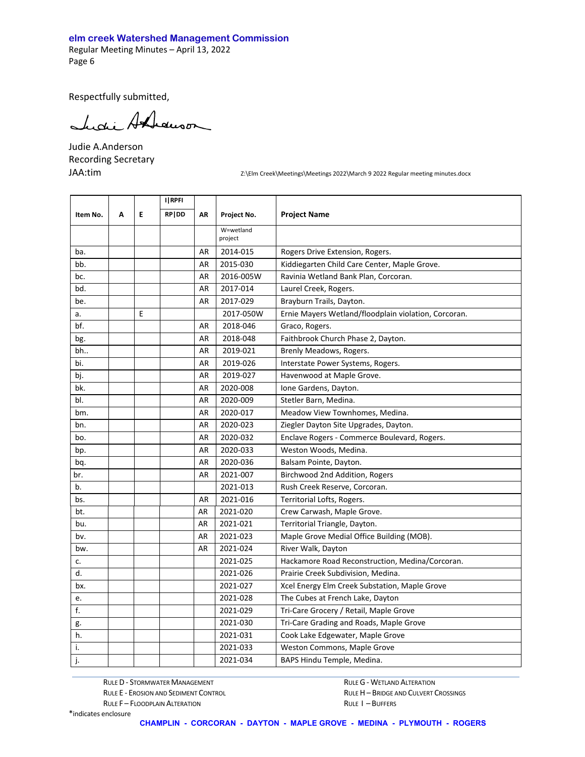Respectfully submitted,

Judie A.Anderson
Recording Secretary
JAA:tim

Z:\Elm Creek\Meetings\Meetings 2022\March 9 2022 Regular meeting minutes.docx

| Item No. | A | E | I\|RPFI RP\|DD | AR | Project No. | Project Name |
|---|---|---|---|---|---|---|
| | | | | | W=wetland project | |
| ba. | | | | AR | 2014-015 | Rogers Drive Extension, Rogers. |
| bb. | | | | AR | 2015-030 | Kiddiegarten Child Care Center, Maple Grove. |
| bc. | | | | AR | 2016-005W | Ravinia Wetland Bank Plan, Corcoran. |
| bd. | | | | AR | 2017-014 | Laurel Creek, Rogers. |
| be. | | | | AR | 2017-029 | Brayburn Trails, Dayton. |
| a. | | E | | | 2017-050W | Ernie Mayers Wetland/floodplain violation, Corcoran. |
| bf. | | | | AR | 2018-046 | Graco, Rogers. |
| bg. | | | | AR | 2018-048 | Faithbrook Church Phase 2, Dayton. |
| bh.. | | | | AR | 2019-021 | Brenly Meadows, Rogers. |
| bi. | | | | AR | 2019-026 | Interstate Power Systems, Rogers. |
| bj. | | | | AR | 2019-027 | Havenwood at Maple Grove. |
| bk. | | | | AR | 2020-008 | Ione Gardens, Dayton. |
| bl. | | | | AR | 2020-009 | Stetler Barn, Medina. |
| bm. | | | | AR | 2020-017 | Meadow View Townhomes, Medina. |
| bn. | | | | AR | 2020-023 | Ziegler Dayton Site Upgrades, Dayton. |
| bo. | | | | AR | 2020-032 | Enclave Rogers - Commerce Boulevard, Rogers. |
| bp. | | | | AR | 2020-033 | Weston Woods, Medina. |
| bq. | | | | AR | 2020-036 | Balsam Pointe, Dayton. |
| br. | | | | AR | 2021-007 | Birchwood 2nd Addition, Rogers |
| b. | | | | | 2021-013 | Rush Creek Reserve, Corcoran. |
| bs. | | | | AR | 2021-016 | Territorial Lofts, Rogers. |
| bt. | | | | AR | 2021-020 | Crew Carwash, Maple Grove. |
| bu. | | | | AR | 2021-021 | Territorial Triangle, Dayton. |
| bv. | | | | AR | 2021-023 | Maple Grove Medial Office Building (MOB). |
| bw. | | | | AR | 2021-024 | River Walk, Dayton |
| c. | | | | | 2021-025 | Hackamore Road Reconstruction, Medina/Corcoran. |
| d. | | | | | 2021-026 | Prairie Creek Subdivision, Medina. |
| bx. | | | | | 2021-027 | Xcel Energy Elm Creek Substation, Maple Grove |
| e. | | | | | 2021-028 | The Cubes at French Lake, Dayton |
| f. | | | | | 2021-029 | Tri-Care Grocery / Retail, Maple Grove |
| g. | | | | | 2021-030 | Tri-Care Grading and Roads, Maple Grove |
| h. | | | | | 2021-031 | Cook Lake Edgewater, Maple Grove |
| i. | | | | | 2021-033 | Weston Commons, Maple Grove |
| j. | | | | | 2021-034 | BAPS Hindu Temple, Medina. |

RULE D - STORMWATER MANAGEMENT
RULE E - EROSION AND SEDIMENT CONTROL
RULE F – FLOODPLAIN ALTERATION
RULE G - WETLAND ALTERATION
RULE H – BRIDGE AND CULVERT CROSSINGS
RULE I – BUFFERS

*indicates enclosure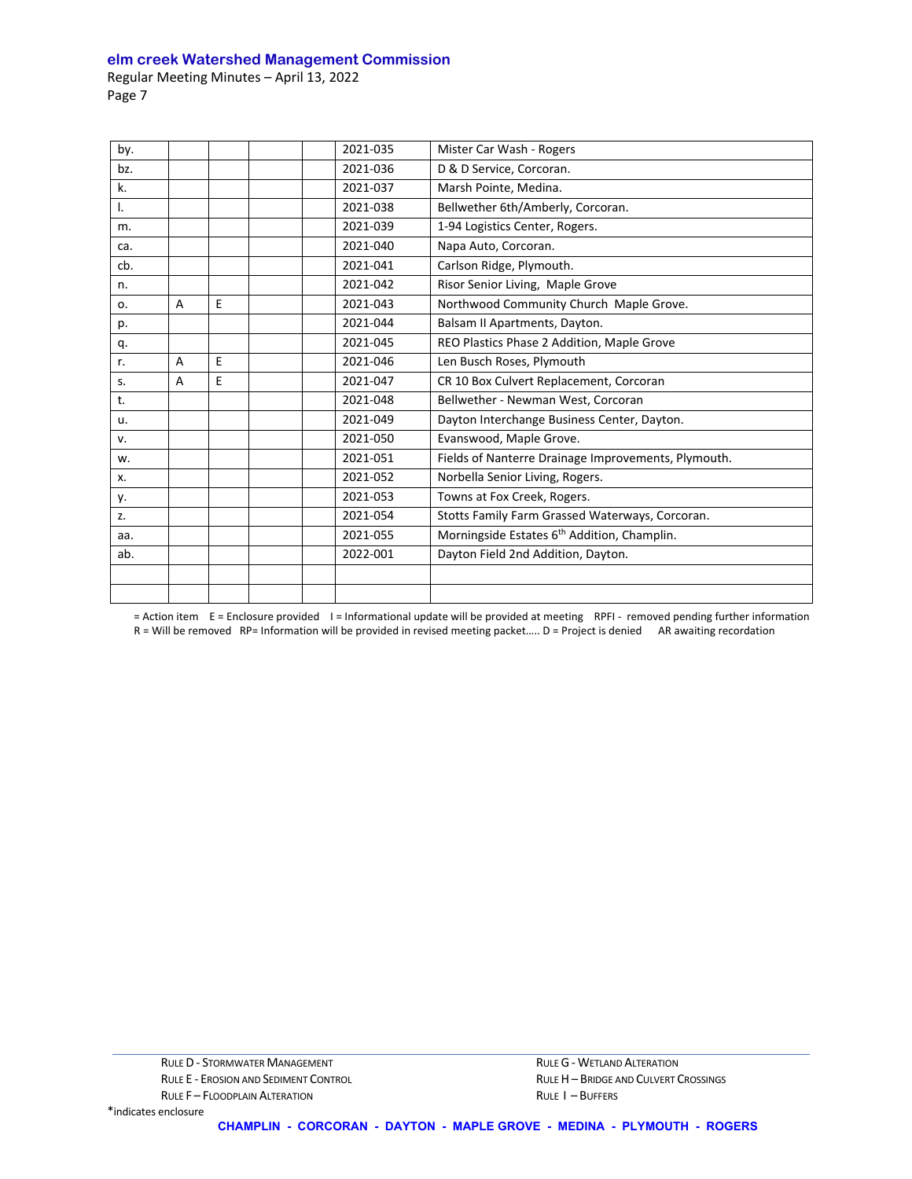| | | | | | | |
|---|---|---|---|---|---|---|
| by. | | | | | 2021-035 | Mister Car Wash - Rogers |
| bz. | | | | | 2021-036 | D & D Service, Corcoran. |
| k. | | | | | 2021-037 | Marsh Pointe, Medina. |
| l. | | | | | 2021-038 | Bellwether 6th/Amberly, Corcoran. |
| m. | | | | | 2021-039 | 1-94 Logistics Center, Rogers. |
| ca. | | | | | 2021-040 | Napa Auto, Corcoran. |
| cb. | | | | | 2021-041 | Carlson Ridge, Plymouth. |
| n. | | | | | 2021-042 | Risor Senior Living, Maple Grove |
| o. | A | E | | | 2021-043 | Northwood Community Church Maple Grove. |
| p. | | | | | 2021-044 | Balsam II Apartments, Dayton. |
| q. | | | | | 2021-045 | REO Plastics Phase 2 Addition, Maple Grove |
| r. | A | E | | | 2021-046 | Len Busch Roses, Plymouth |
| s. | A | E | | | 2021-047 | CR 10 Box Culvert Replacement, Corcoran |
| t. | | | | | 2021-048 | Bellwether - Newman West, Corcoran |
| u. | | | | | 2021-049 | Dayton Interchange Business Center, Dayton. |
| v. | | | | | 2021-050 | Evanswood, Maple Grove. |
| w. | | | | | 2021-051 | Fields of Nanterre Drainage Improvements, Plymouth. |
| x. | | | | | 2021-052 | Norbella Senior Living, Rogers. |
| y. | | | | | 2021-053 | Towns at Fox Creek, Rogers. |
| z. | | | | | 2021-054 | Stotts Family Farm Grassed Waterways, Corcoran. |
| aa. | | | | | 2021-055 | Morningside Estates 6th Addition, Champlin. |
| ab. | | | | | 2022-001 | Dayton Field 2nd Addition, Dayton. |
| | | | | | | |
| | | | | | | |

= Action item E = Enclosure provided I = Informational update will be provided at meeting RPFI - removed pending further information
R = Will be removed RP= Information will be provided in revised meeting packet….. D = Project is denied AR awaiting recordation

RULE D - STORMWATER MANAGEMENT
RULE E - EROSION AND SEDIMENT CONTROL
RULE F – FLOODPLAIN ALTERATION
RULE G - WETLAND ALTERATION
RULE H – BRIDGE AND CULVERT CROSSINGS
RULE I – BUFFERS

*indicates enclosure